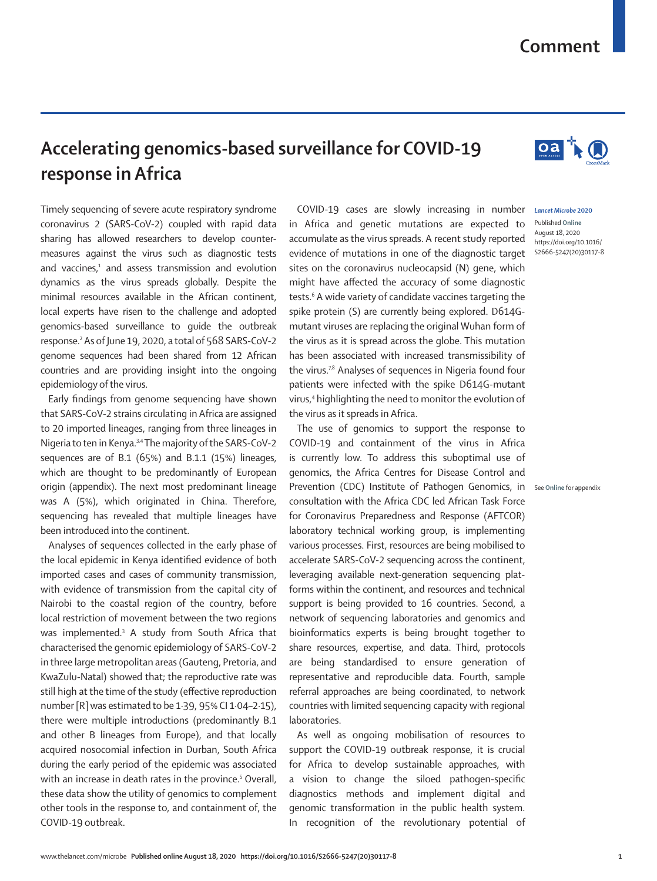# Accelerating genomics-based surveillance for COVID-19 response in Africa

Timely sequencing of severe acute respiratory syndrome coronavirus 2 (SARS-CoV-2) coupled with rapid data sharing has allowed researchers to develop countermeasures against the virus such as diagnostic tests and vaccines,[1] and assess transmission and evolution dynamics as the virus spreads globally. Despite the minimal resources available in the African continent, local experts have risen to the challenge and adopted genomics-based surveillance to guide the outbreak response.[2] As of June 19, 2020, a total of 568 SARS-CoV-2 genome sequences had been shared from 12 African countries and are providing insight into the ongoing epidemiology of the virus.

Early findings from genome sequencing have shown that SARS-CoV-2 strains circulating in Africa are assigned to 20 imported lineages, ranging from three lineages in Nigeria to ten in Kenya.[3,4] The majority of the SARS-CoV-2 sequences are of B.1 (65%) and B.1.1 (15%) lineages, which are thought to be predominantly of European origin (appendix). The next most predominant lineage was A (5%), which originated in China. Therefore, sequencing has revealed that multiple lineages have been introduced into the continent.

Analyses of sequences collected in the early phase of the local epidemic in Kenya identified evidence of both imported cases and cases of community transmission, with evidence of transmission from the capital city of Nairobi to the coastal region of the country, before local restriction of movement between the two regions was implemented.[3] A study from South Africa that characterised the genomic epidemiology of SARS-CoV-2 in three large metropolitan areas (Gauteng, Pretoria, and KwaZulu-Natal) showed that; the reproductive rate was still high at the time of the study (effective reproduction number [R] was estimated to be 1·39, 95% CI 1·04–2·15), there were multiple introductions (predominantly B.1 and other B lineages from Europe), and that locally acquired nosocomial infection in Durban, South Africa during the early period of the epidemic was associated with an increase in death rates in the province.[5] Overall, these data show the utility of genomics to complement other tools in the response to, and containment of, the COVID-19 outbreak.

COVID-19 cases are slowly increasing in number in Africa and genetic mutations are expected to accumulate as the virus spreads. A recent study reported evidence of mutations in one of the diagnostic target sites on the coronavirus nucleocapsid (N) gene, which might have affected the accuracy of some diagnostic tests.[6] A wide variety of candidate vaccines targeting the spike protein (S) are currently being explored. D614G-mutant viruses are replacing the original Wuhan form of the virus as it is spread across the globe. This mutation has been associated with increased transmissibility of the virus.[7,8] Analyses of sequences in Nigeria found four patients were infected with the spike D614G-mutant virus,[4] highlighting the need to monitor the evolution of the virus as it spreads in Africa.

The use of genomics to support the response to COVID-19 and containment of the virus in Africa is currently low. To address this suboptimal use of genomics, the Africa Centres for Disease Control and Prevention (CDC) Institute of Pathogen Genomics, in consultation with the Africa CDC led African Task Force for Coronavirus Preparedness and Response (AFTCOR) laboratory technical working group, is implementing various processes. First, resources are being mobilised to accelerate SARS-CoV-2 sequencing across the continent, leveraging available next-generation sequencing platforms within the continent, and resources and technical support is being provided to 16 countries. Second, a network of sequencing laboratories and genomics and bioinformatics experts is being brought together to share resources, expertise, and data. Third, protocols are being standardised to ensure generation of representative and reproducible data. Fourth, sample referral approaches are being coordinated, to network countries with limited sequencing capacity with regional laboratories.

See Online for appendix

As well as ongoing mobilisation of resources to support the COVID-19 outbreak response, it is crucial for Africa to develop sustainable approaches, with a vision to change the siloed pathogen-specific diagnostics methods and implement digital and genomic transformation in the public health system. In recognition of the revolutionary potential of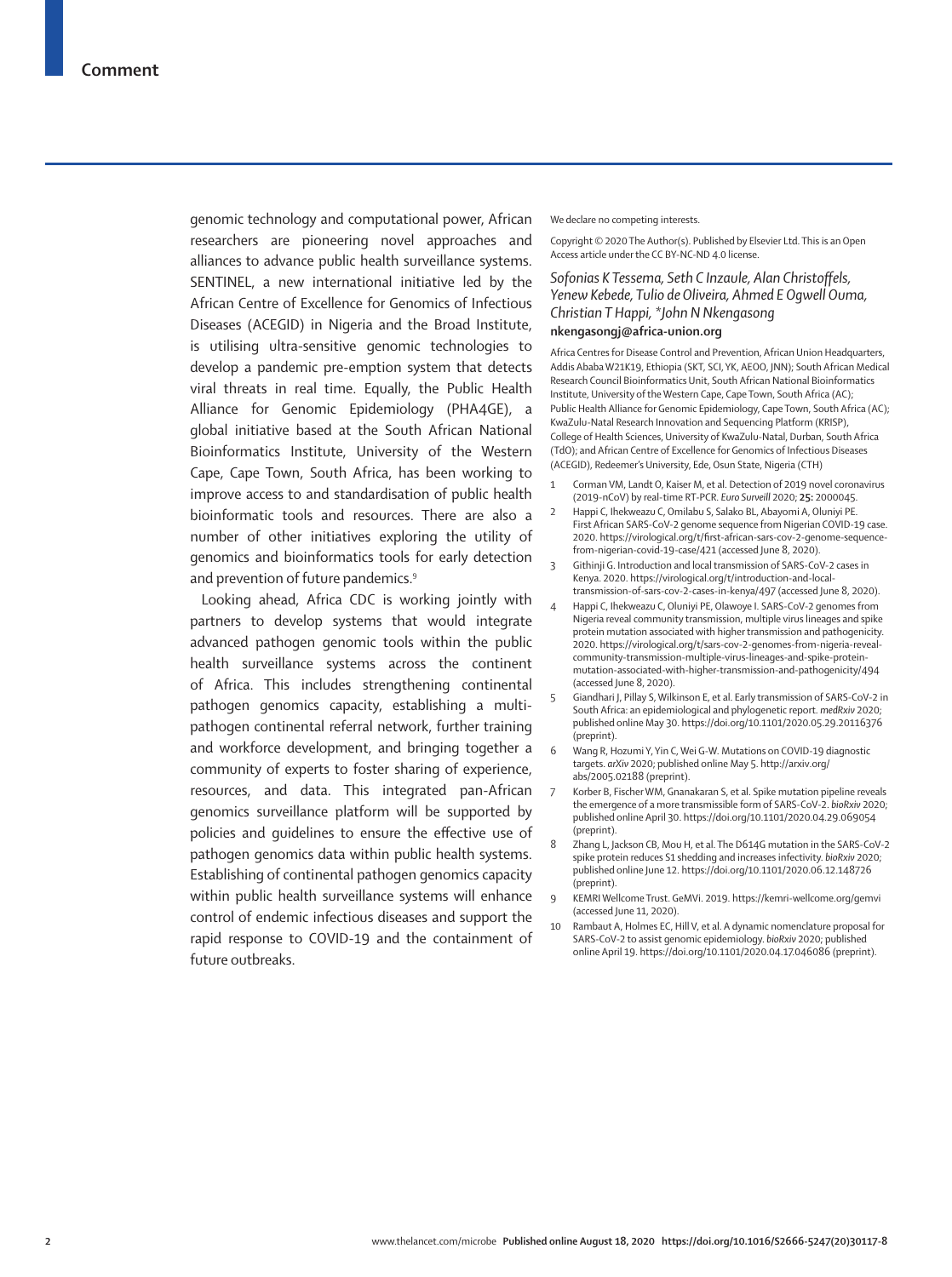genomic technology and computational power, African researchers are pioneering novel approaches and alliances to advance public health surveillance systems. SENTINEL, a new international initiative led by the African Centre of Excellence for Genomics of Infectious Diseases (ACEGID) in Nigeria and the Broad Institute, is utilising ultra-sensitive genomic technologies to develop a pandemic pre-emption system that detects viral threats in real time. Equally, the Public Health Alliance for Genomic Epidemiology (PHA4GE), a global initiative based at the South African National Bioinformatics Institute, University of the Western Cape, Cape Town, South Africa, has been working to improve access to and standardisation of public health bioinformatic tools and resources. There are also a number of other initiatives exploring the utility of genomics and bioinformatics tools for early detection and prevention of future pandemics.[9]

Looking ahead, Africa CDC is working jointly with partners to develop systems that would integrate advanced pathogen genomic tools within the public health surveillance systems across the continent of Africa. This includes strengthening continental pathogen genomics capacity, establishing a multi-pathogen continental referral network, further training and workforce development, and bringing together a community of experts to foster sharing of experience, resources, and data. This integrated pan-African genomics surveillance platform will be supported by policies and guidelines to ensure the effective use of pathogen genomics data within public health systems. Establishing of continental pathogen genomics capacity within public health surveillance systems will enhance control of endemic infectious diseases and support the rapid response to COVID-19 and the containment of future outbreaks.

We declare no competing interests.

Copyright © 2020 The Author(s). Published by Elsevier Ltd. This is an Open Access article under the CC BY-NC-ND 4.0 license.

*Sofonias K Tessema, Seth C Inzaule, Alan Christoffels, Yenew Kebede, Tulio de Oliveira, Ahmed E Ogwell Ouma, Christian T Happi, \*John N Nkengasong*
**nkengasongj@africa-union.org**

Africa Centres for Disease Control and Prevention, African Union Headquarters, Addis Ababa W21K19, Ethiopia (SKT, SCI, YK, AEOO, JNN); South African Medical Research Council Bioinformatics Unit, South African National Bioinformatics Institute, University of the Western Cape, Cape Town, South Africa (AC); Public Health Alliance for Genomic Epidemiology, Cape Town, South Africa (AC); KwaZulu-Natal Research Innovation and Sequencing Platform (KRISP), College of Health Sciences, University of KwaZulu-Natal, Durban, South Africa (TdO); and African Centre of Excellence for Genomics of Infectious Diseases (ACEGID), Redeemer's University, Ede, Osun State, Nigeria (CTH)

1. Corman VM, Landt O, Kaiser M, et al. Detection of 2019 novel coronavirus (2019-nCoV) by real-time RT-PCR. *Euro Surveill* 2020; **25:** 2000045.
2. Happi C, Ihekweazu C, Omilabu S, Salako BL, Abayomi A, Oluniyi PE. First African SARS-CoV-2 genome sequence from Nigerian COVID-19 case. 2020. https://virological.org/t/first-african-sars-cov-2-genome-sequence-from-nigerian-covid-19-case/421 (accessed June 8, 2020).
3. Githinji G. Introduction and local transmission of SARS-CoV-2 cases in Kenya. 2020. https://virological.org/t/introduction-and-local-transmission-of-sars-cov-2-cases-in-kenya/497 (accessed June 8, 2020).
4. Happi C, Ihekweazu C, Oluniyi PE, Olawoye I. SARS-CoV-2 genomes from Nigeria reveal community transmission, multiple virus lineages and spike protein mutation associated with higher transmission and pathogenicity. 2020. https://virological.org/t/sars-cov-2-genomes-from-nigeria-reveal-community-transmission-multiple-virus-lineages-and-spike-protein-mutation-associated-with-higher-transmission-and-pathogenicity/494 (accessed June 8, 2020).
5. Giandhari J, Pillay S, Wilkinson E, et al. Early transmission of SARS-CoV-2 in South Africa: an epidemiological and phylogenetic report. *medRxiv* 2020; published online May 30. https://doi.org/10.1101/2020.05.29.20116376 (preprint).
6. Wang R, Hozumi Y, Yin C, Wei G-W. Mutations on COVID-19 diagnostic targets. *arXiv* 2020; published online May 5. http://arxiv.org/abs/2005.02188 (preprint).
7. Korber B, Fischer WM, Gnanakaran S, et al. Spike mutation pipeline reveals the emergence of a more transmissible form of SARS-CoV-2. *bioRxiv* 2020; published online April 30. https://doi.org/10.1101/2020.04.29.069054 (preprint).
8. Zhang L, Jackson CB, Mou H, et al. The D614G mutation in the SARS-CoV-2 spike protein reduces S1 shedding and increases infectivity. *bioRxiv* 2020; published online June 12. https://doi.org/10.1101/2020.06.12.148726 (preprint).
9. KEMRI Wellcome Trust. GeMVi. 2019. https://kemri-wellcome.org/gemvi (accessed June 11, 2020).
10. Rambaut A, Holmes EC, Hill V, et al. A dynamic nomenclature proposal for SARS-CoV-2 to assist genomic epidemiology. *bioRxiv* 2020; published online April 19. https://doi.org/10.1101/2020.04.17.046086 (preprint).